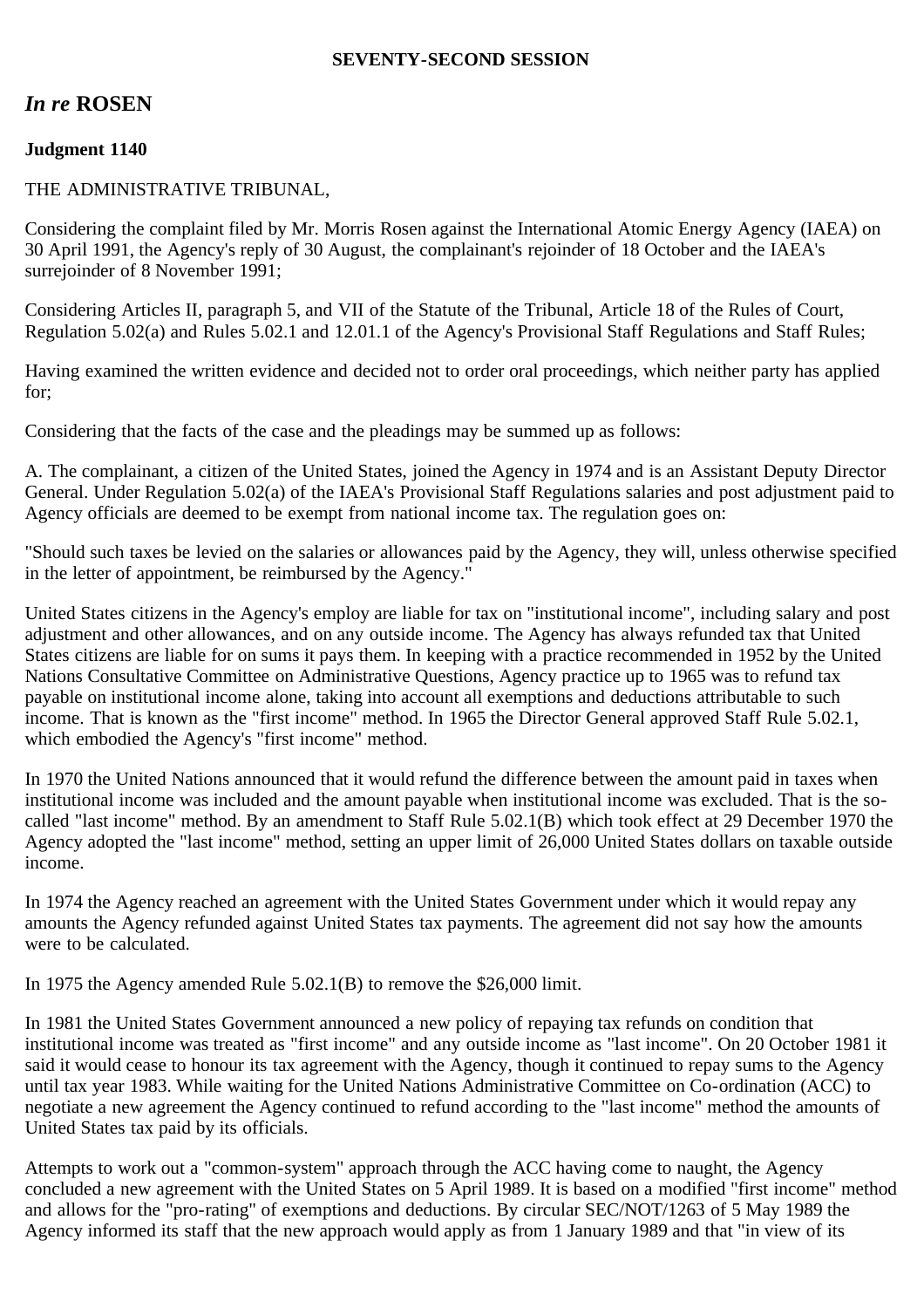**SEVENTY-SECOND SESSION**

## *In re* **ROSEN**

**Judgment 1140**

THE ADMINISTRATIVE TRIBUNAL,

Considering the complaint filed by Mr. Morris Rosen against the International Atomic Energy Agency (IAEA) on 30 April 1991, the Agency's reply of 30 August, the complainant's rejoinder of 18 October and the IAEA's surrejoinder of 8 November 1991;

Considering Articles II, paragraph 5, and VII of the Statute of the Tribunal, Article 18 of the Rules of Court, Regulation 5.02(a) and Rules 5.02.1 and 12.01.1 of the Agency's Provisional Staff Regulations and Staff Rules;

Having examined the written evidence and decided not to order oral proceedings, which neither party has applied for;

Considering that the facts of the case and the pleadings may be summed up as follows:

A. The complainant, a citizen of the United States, joined the Agency in 1974 and is an Assistant Deputy Director General. Under Regulation 5.02(a) of the IAEA's Provisional Staff Regulations salaries and post adjustment paid to Agency officials are deemed to be exempt from national income tax. The regulation goes on:

"Should such taxes be levied on the salaries or allowances paid by the Agency, they will, unless otherwise specified in the letter of appointment, be reimbursed by the Agency."

United States citizens in the Agency's employ are liable for tax on "institutional income", including salary and post adjustment and other allowances, and on any outside income. The Agency has always refunded tax that United States citizens are liable for on sums it pays them. In keeping with a practice recommended in 1952 by the United Nations Consultative Committee on Administrative Questions, Agency practice up to 1965 was to refund tax payable on institutional income alone, taking into account all exemptions and deductions attributable to such income. That is known as the "first income" method. In 1965 the Director General approved Staff Rule 5.02.1, which embodied the Agency's "first income" method.

In 1970 the United Nations announced that it would refund the difference between the amount paid in taxes when institutional income was included and the amount payable when institutional income was excluded. That is the so-called "last income" method. By an amendment to Staff Rule 5.02.1(B) which took effect at 29 December 1970 the Agency adopted the "last income" method, setting an upper limit of 26,000 United States dollars on taxable outside income.

In 1974 the Agency reached an agreement with the United States Government under which it would repay any amounts the Agency refunded against United States tax payments. The agreement did not say how the amounts were to be calculated.

In 1975 the Agency amended Rule 5.02.1(B) to remove the $26,000 limit.

In 1981 the United States Government announced a new policy of repaying tax refunds on condition that institutional income was treated as "first income" and any outside income as "last income". On 20 October 1981 it said it would cease to honour its tax agreement with the Agency, though it continued to repay sums to the Agency until tax year 1983. While waiting for the United Nations Administrative Committee on Co-ordination (ACC) to negotiate a new agreement the Agency continued to refund according to the "last income" method the amounts of United States tax paid by its officials.

Attempts to work out a "common-system" approach through the ACC having come to naught, the Agency concluded a new agreement with the United States on 5 April 1989. It is based on a modified "first income" method and allows for the "pro-rating" of exemptions and deductions. By circular SEC/NOT/1263 of 5 May 1989 the Agency informed its staff that the new approach would apply as from 1 January 1989 and that "in view of its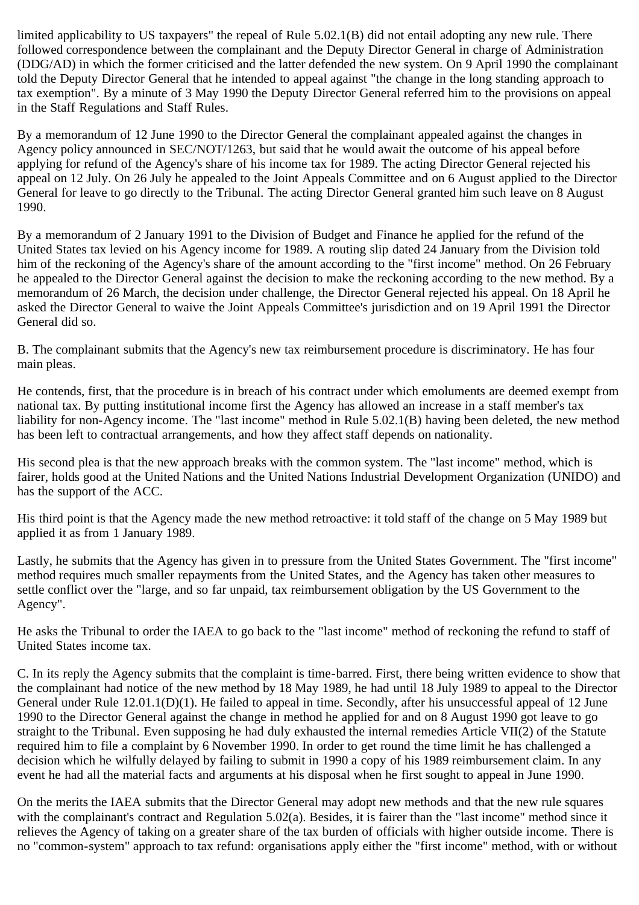limited applicability to US taxpayers" the repeal of Rule 5.02.1(B) did not entail adopting any new rule. There followed correspondence between the complainant and the Deputy Director General in charge of Administration (DDG/AD) in which the former criticised and the latter defended the new system. On 9 April 1990 the complainant told the Deputy Director General that he intended to appeal against "the change in the long standing approach to tax exemption". By a minute of 3 May 1990 the Deputy Director General referred him to the provisions on appeal in the Staff Regulations and Staff Rules.

By a memorandum of 12 June 1990 to the Director General the complainant appealed against the changes in Agency policy announced in SEC/NOT/1263, but said that he would await the outcome of his appeal before applying for refund of the Agency's share of his income tax for 1989. The acting Director General rejected his appeal on 12 July. On 26 July he appealed to the Joint Appeals Committee and on 6 August applied to the Director General for leave to go directly to the Tribunal. The acting Director General granted him such leave on 8 August 1990.

By a memorandum of 2 January 1991 to the Division of Budget and Finance he applied for the refund of the United States tax levied on his Agency income for 1989. A routing slip dated 24 January from the Division told him of the reckoning of the Agency's share of the amount according to the "first income" method. On 26 February he appealed to the Director General against the decision to make the reckoning according to the new method. By a memorandum of 26 March, the decision under challenge, the Director General rejected his appeal. On 18 April he asked the Director General to waive the Joint Appeals Committee's jurisdiction and on 19 April 1991 the Director General did so.

B. The complainant submits that the Agency's new tax reimbursement procedure is discriminatory. He has four main pleas.

He contends, first, that the procedure is in breach of his contract under which emoluments are deemed exempt from national tax. By putting institutional income first the Agency has allowed an increase in a staff member's tax liability for non-Agency income. The "last income" method in Rule 5.02.1(B) having been deleted, the new method has been left to contractual arrangements, and how they affect staff depends on nationality.

His second plea is that the new approach breaks with the common system. The "last income" method, which is fairer, holds good at the United Nations and the United Nations Industrial Development Organization (UNIDO) and has the support of the ACC.

His third point is that the Agency made the new method retroactive: it told staff of the change on 5 May 1989 but applied it as from 1 January 1989.

Lastly, he submits that the Agency has given in to pressure from the United States Government. The "first income" method requires much smaller repayments from the United States, and the Agency has taken other measures to settle conflict over the "large, and so far unpaid, tax reimbursement obligation by the US Government to the Agency".

He asks the Tribunal to order the IAEA to go back to the "last income" method of reckoning the refund to staff of United States income tax.

C. In its reply the Agency submits that the complaint is time-barred. First, there being written evidence to show that the complainant had notice of the new method by 18 May 1989, he had until 18 July 1989 to appeal to the Director General under Rule 12.01.1(D)(1). He failed to appeal in time. Secondly, after his unsuccessful appeal of 12 June 1990 to the Director General against the change in method he applied for and on 8 August 1990 got leave to go straight to the Tribunal. Even supposing he had duly exhausted the internal remedies Article VII(2) of the Statute required him to file a complaint by 6 November 1990. In order to get round the time limit he has challenged a decision which he wilfully delayed by failing to submit in 1990 a copy of his 1989 reimbursement claim. In any event he had all the material facts and arguments at his disposal when he first sought to appeal in June 1990.

On the merits the IAEA submits that the Director General may adopt new methods and that the new rule squares with the complainant's contract and Regulation 5.02(a). Besides, it is fairer than the "last income" method since it relieves the Agency of taking on a greater share of the tax burden of officials with higher outside income. There is no "common-system" approach to tax refund: organisations apply either the "first income" method, with or without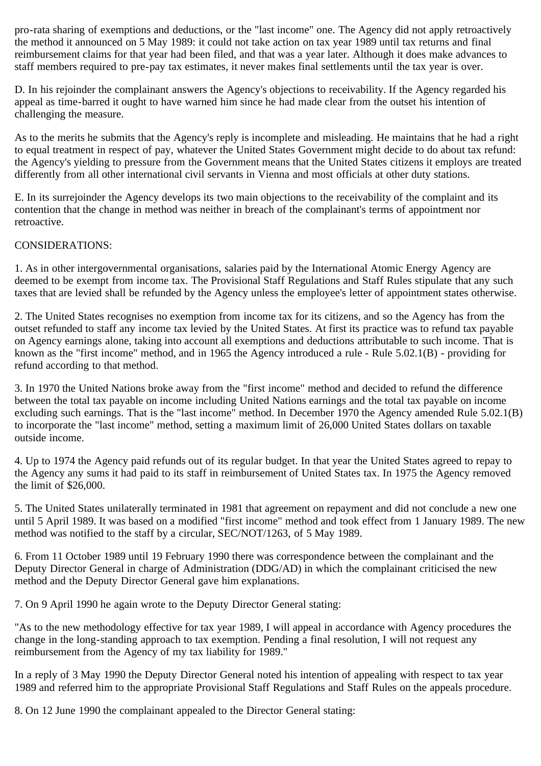pro-rata sharing of exemptions and deductions, or the "last income" one. The Agency did not apply retroactively the method it announced on 5 May 1989: it could not take action on tax year 1989 until tax returns and final reimbursement claims for that year had been filed, and that was a year later. Although it does make advances to staff members required to pre-pay tax estimates, it never makes final settlements until the tax year is over.

D. In his rejoinder the complainant answers the Agency's objections to receivability. If the Agency regarded his appeal as time-barred it ought to have warned him since he had made clear from the outset his intention of challenging the measure.

As to the merits he submits that the Agency's reply is incomplete and misleading. He maintains that he had a right to equal treatment in respect of pay, whatever the United States Government might decide to do about tax refund: the Agency's yielding to pressure from the Government means that the United States citizens it employs are treated differently from all other international civil servants in Vienna and most officials at other duty stations.

E. In its surrejoinder the Agency develops its two main objections to the receivability of the complaint and its contention that the change in method was neither in breach of the complainant's terms of appointment nor retroactive.

CONSIDERATIONS:

1. As in other intergovernmental organisations, salaries paid by the International Atomic Energy Agency are deemed to be exempt from income tax. The Provisional Staff Regulations and Staff Rules stipulate that any such taxes that are levied shall be refunded by the Agency unless the employee's letter of appointment states otherwise.

2. The United States recognises no exemption from income tax for its citizens, and so the Agency has from the outset refunded to staff any income tax levied by the United States. At first its practice was to refund tax payable on Agency earnings alone, taking into account all exemptions and deductions attributable to such income. That is known as the "first income" method, and in 1965 the Agency introduced a rule - Rule 5.02.1(B) - providing for refund according to that method.

3. In 1970 the United Nations broke away from the "first income" method and decided to refund the difference between the total tax payable on income including United Nations earnings and the total tax payable on income excluding such earnings. That is the "last income" method. In December 1970 the Agency amended Rule 5.02.1(B) to incorporate the "last income" method, setting a maximum limit of 26,000 United States dollars on taxable outside income.

4. Up to 1974 the Agency paid refunds out of its regular budget. In that year the United States agreed to repay to the Agency any sums it had paid to its staff in reimbursement of United States tax. In 1975 the Agency removed the limit of $26,000.

5. The United States unilaterally terminated in 1981 that agreement on repayment and did not conclude a new one until 5 April 1989. It was based on a modified "first income" method and took effect from 1 January 1989. The new method was notified to the staff by a circular, SEC/NOT/1263, of 5 May 1989.

6. From 11 October 1989 until 19 February 1990 there was correspondence between the complainant and the Deputy Director General in charge of Administration (DDG/AD) in which the complainant criticised the new method and the Deputy Director General gave him explanations.

7. On 9 April 1990 he again wrote to the Deputy Director General stating:

"As to the new methodology effective for tax year 1989, I will appeal in accordance with Agency procedures the change in the long-standing approach to tax exemption. Pending a final resolution, I will not request any reimbursement from the Agency of my tax liability for 1989."

In a reply of 3 May 1990 the Deputy Director General noted his intention of appealing with respect to tax year 1989 and referred him to the appropriate Provisional Staff Regulations and Staff Rules on the appeals procedure.

8. On 12 June 1990 the complainant appealed to the Director General stating: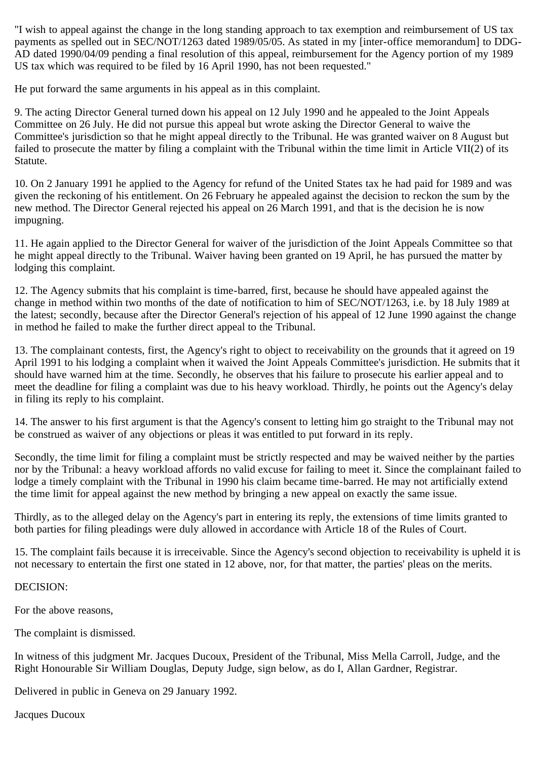"I wish to appeal against the change in the long standing approach to tax exemption and reimbursement of US tax payments as spelled out in SEC/NOT/1263 dated 1989/05/05. As stated in my [inter-office memorandum] to DDG-AD dated 1990/04/09 pending a final resolution of this appeal, reimbursement for the Agency portion of my 1989 US tax which was required to be filed by 16 April 1990, has not been requested."

He put forward the same arguments in his appeal as in this complaint.

9. The acting Director General turned down his appeal on 12 July 1990 and he appealed to the Joint Appeals Committee on 26 July. He did not pursue this appeal but wrote asking the Director General to waive the Committee's jurisdiction so that he might appeal directly to the Tribunal. He was granted waiver on 8 August but failed to prosecute the matter by filing a complaint with the Tribunal within the time limit in Article VII(2) of its Statute.

10. On 2 January 1991 he applied to the Agency for refund of the United States tax he had paid for 1989 and was given the reckoning of his entitlement. On 26 February he appealed against the decision to reckon the sum by the new method. The Director General rejected his appeal on 26 March 1991, and that is the decision he is now impugning.

11. He again applied to the Director General for waiver of the jurisdiction of the Joint Appeals Committee so that he might appeal directly to the Tribunal. Waiver having been granted on 19 April, he has pursued the matter by lodging this complaint.

12. The Agency submits that his complaint is time-barred, first, because he should have appealed against the change in method within two months of the date of notification to him of SEC/NOT/1263, i.e. by 18 July 1989 at the latest; secondly, because after the Director General's rejection of his appeal of 12 June 1990 against the change in method he failed to make the further direct appeal to the Tribunal.

13. The complainant contests, first, the Agency's right to object to receivability on the grounds that it agreed on 19 April 1991 to his lodging a complaint when it waived the Joint Appeals Committee's jurisdiction. He submits that it should have warned him at the time. Secondly, he observes that his failure to prosecute his earlier appeal and to meet the deadline for filing a complaint was due to his heavy workload. Thirdly, he points out the Agency's delay in filing its reply to his complaint.

14. The answer to his first argument is that the Agency's consent to letting him go straight to the Tribunal may not be construed as waiver of any objections or pleas it was entitled to put forward in its reply.

Secondly, the time limit for filing a complaint must be strictly respected and may be waived neither by the parties nor by the Tribunal: a heavy workload affords no valid excuse for failing to meet it. Since the complainant failed to lodge a timely complaint with the Tribunal in 1990 his claim became time-barred. He may not artificially extend the time limit for appeal against the new method by bringing a new appeal on exactly the same issue.

Thirdly, as to the alleged delay on the Agency's part in entering its reply, the extensions of time limits granted to both parties for filing pleadings were duly allowed in accordance with Article 18 of the Rules of Court.

15. The complaint fails because it is irreceivable. Since the Agency's second objection to receivability is upheld it is not necessary to entertain the first one stated in 12 above, nor, for that matter, the parties' pleas on the merits.

DECISION:

For the above reasons,

The complaint is dismissed.

In witness of this judgment Mr. Jacques Ducoux, President of the Tribunal, Miss Mella Carroll, Judge, and the Right Honourable Sir William Douglas, Deputy Judge, sign below, as do I, Allan Gardner, Registrar.

Delivered in public in Geneva on 29 January 1992.

Jacques Ducoux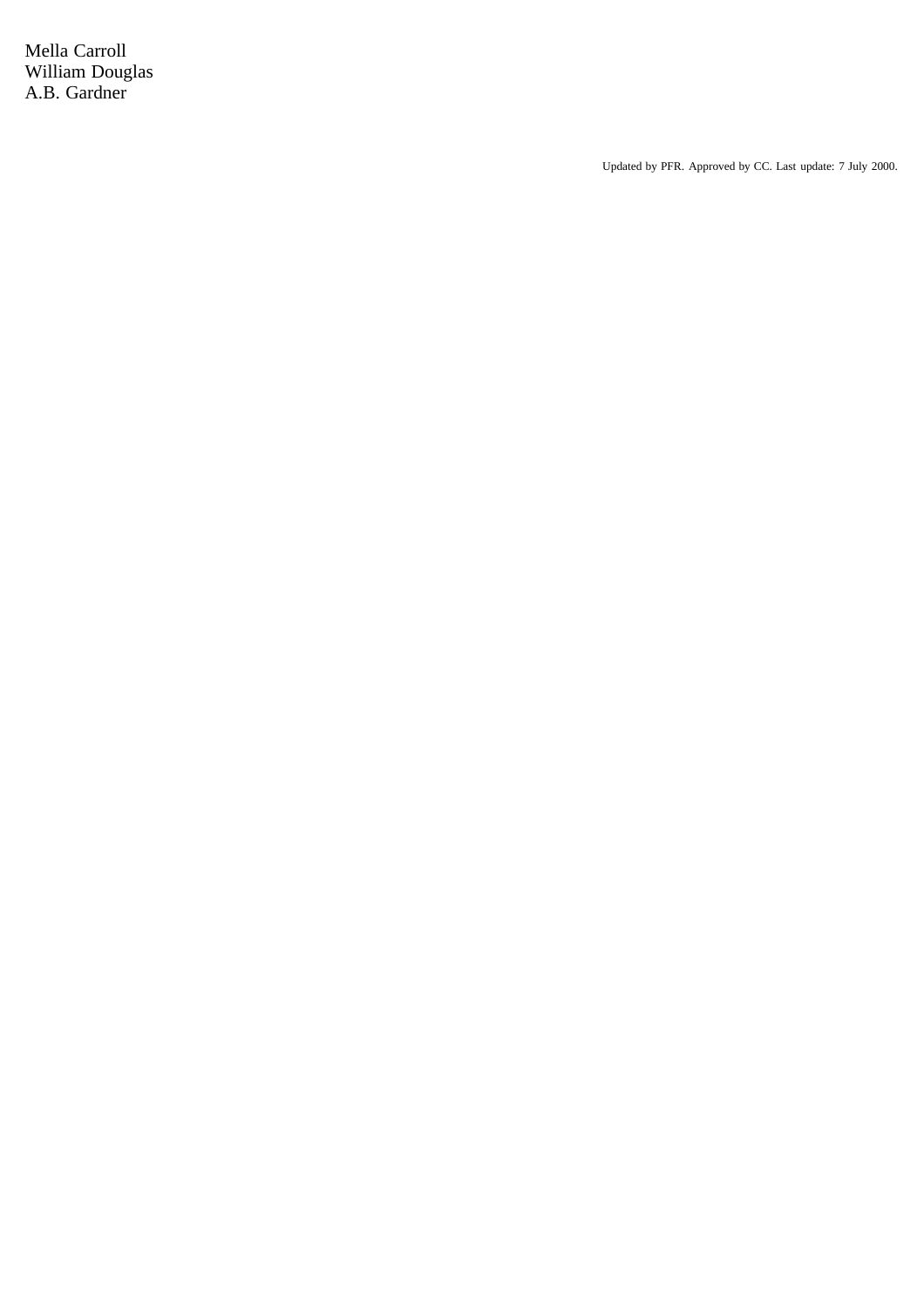Mella Carroll
William Douglas
A.B. Gardner

Updated by PFR. Approved by CC. Last update: 7 July 2000.